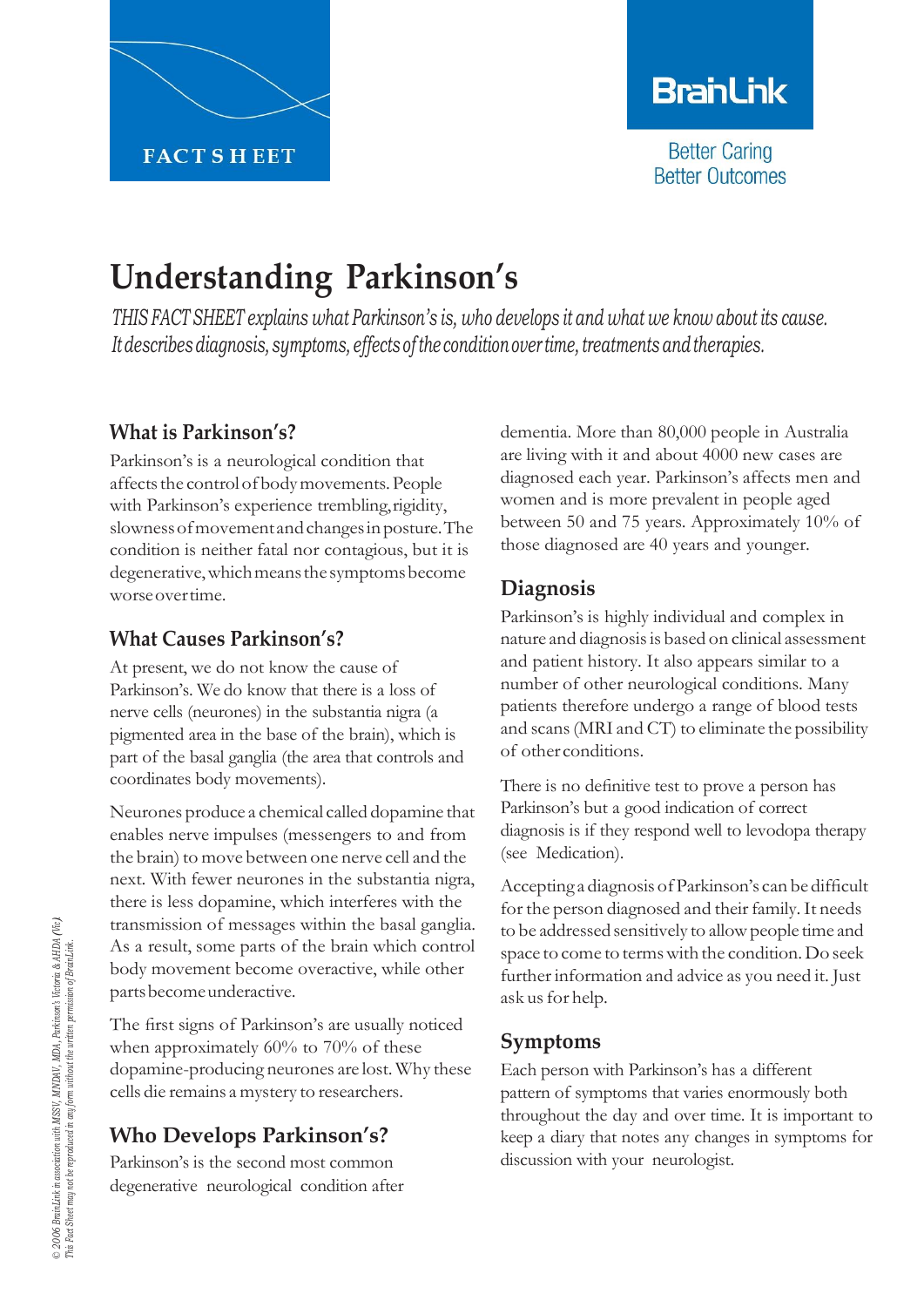FACT SHEET

BrainLink

Better Caring
Better Outcomes

# Understanding Parkinson's

*THIS FACT SHEET explains what Parkinson's is, who develops it and what we know about its cause. It describes diagnosis, symptoms, effects of the condition over time, treatments and therapies.*

## What is Parkinson's?

Parkinson's is a neurological condition that affects the control of body movements. People with Parkinson's experience trembling, rigidity, slowness of movement and changes in posture. The condition is neither fatal nor contagious, but it is degenerative, which means the symptoms become worse over time.

## What Causes Parkinson's?

At present, we do not know the cause of Parkinson's. We do know that there is a loss of nerve cells (neurones) in the substantia nigra (a pigmented area in the base of the brain), which is part of the basal ganglia (the area that controls and coordinates body movements).

Neurones produce a chemical called dopamine that enables nerve impulses (messengers to and from the brain) to move between one nerve cell and the next. With fewer neurones in the substantia nigra, there is less dopamine, which interferes with the transmission of messages within the basal ganglia. As a result, some parts of the brain which control body movement become overactive, while other parts become underactive.

The first signs of Parkinson's are usually noticed when approximately 60% to 70% of these dopamine-producing neurones are lost. Why these cells die remains a mystery to researchers.

## Who Develops Parkinson's?

Parkinson's is the second most common degenerative neurological condition after dementia. More than 80,000 people in Australia are living with it and about 4000 new cases are diagnosed each year. Parkinson's affects men and women and is more prevalent in people aged between 50 and 75 years. Approximately 10% of those diagnosed are 40 years and younger.

## Diagnosis

Parkinson's is highly individual and complex in nature and diagnosis is based on clinical assessment and patient history. It also appears similar to a number of other neurological conditions. Many patients therefore undergo a range of blood tests and scans (MRI and CT) to eliminate the possibility of other conditions.

There is no definitive test to prove a person has Parkinson's but a good indication of correct diagnosis is if they respond well to levodopa therapy (see Medication).

Accepting a diagnosis of Parkinson's can be difficult for the person diagnosed and their family. It needs to be addressed sensitively to allow people time and space to come to terms with the condition. Do seek further information and advice as you need it. Just ask us for help.

## Symptoms

Each person with Parkinson's has a different pattern of symptoms that varies enormously both throughout the day and over time. It is important to keep a diary that notes any changes in symptoms for discussion with your neurologist.

© 2006 BrainLink in association with MSSV, MNDAV, MDA, Parkinson's Victoria & AHDA (Vic). This Fact Sheet may not be reproduced in any form without the written permission of BrainLink.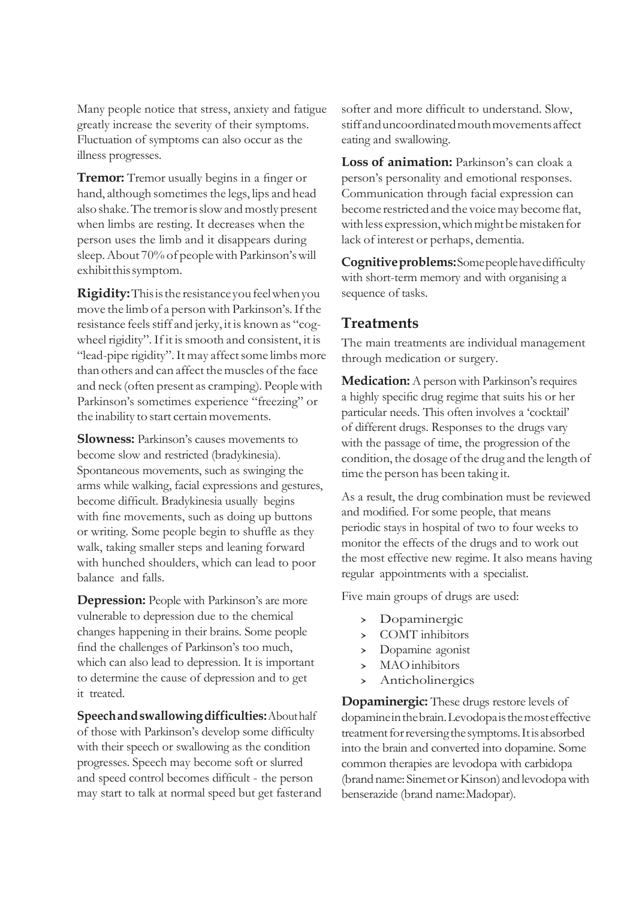Many people notice that stress, anxiety and fatigue greatly increase the severity of their symptoms. Fluctuation of symptoms can also occur as the illness progresses.

**Tremor:** Tremor usually begins in a finger or hand, although sometimes the legs, lips and head also shake. The tremor is slow and mostly present when limbs are resting. It decreases when the person uses the limb and it disappears during sleep. About 70% of people with Parkinson's will exhibit this symptom.

**Rigidity:** This is the resistance you feel when you move the limb of a person with Parkinson's. If the resistance feels stiff and jerky, it is known as "cog-wheel rigidity". If it is smooth and consistent, it is "lead-pipe rigidity". It may affect some limbs more than others and can affect the muscles of the face and neck (often present as cramping). People with Parkinson's sometimes experience "freezing" or the inability to start certain movements.

**Slowness:** Parkinson's causes movements to become slow and restricted (bradykinesia). Spontaneous movements, such as swinging the arms while walking, facial expressions and gestures, become difficult. Bradykinesia usually begins with fine movements, such as doing up buttons or writing. Some people begin to shuffle as they walk, taking smaller steps and leaning forward with hunched shoulders, which can lead to poor balance and falls.

**Depression:** People with Parkinson's are more vulnerable to depression due to the chemical changes happening in their brains. Some people find the challenges of Parkinson's too much, which can also lead to depression. It is important to determine the cause of depression and to get it treated.

**Speech and swallowing difficulties:** About half of those with Parkinson's develop some difficulty with their speech or swallowing as the condition progresses. Speech may become soft or slurred and speed control becomes difficult - the person may start to talk at normal speed but get faster and softer and more difficult to understand. Slow, stiff and uncoordinated mouth movements affect eating and swallowing.

**Loss of animation:** Parkinson's can cloak a person's personality and emotional responses. Communication through facial expression can become restricted and the voice may become flat, with less expression, which might be mistaken for lack of interest or perhaps, dementia.

**Cognitive problems:** Some people have difficulty with short-term memory and with organising a sequence of tasks.

## Treatments

The main treatments are individual management through medication or surgery.

**Medication:** A person with Parkinson's requires a highly specific drug regime that suits his or her particular needs. This often involves a 'cocktail' of different drugs. Responses to the drugs vary with the passage of time, the progression of the condition, the dosage of the drug and the length of time the person has been taking it.

As a result, the drug combination must be reviewed and modified. For some people, that means periodic stays in hospital of two to four weeks to monitor the effects of the drugs and to work out the most effective new regime. It also means having regular appointments with a specialist.

Five main groups of drugs are used:

- Dopaminergic
- COMT inhibitors
- Dopamine agonist
- MAO inhibitors
- Anticholinergics

**Dopaminergic:** These drugs restore levels of dopamine in the brain. Levodopa is the most effective treatment for reversing the symptoms. It is absorbed into the brain and converted into dopamine. Some common therapies are levodopa with carbidopa (brand name: Sinemet or Kinson) and levodopa with benserazide (brand name: Madopar).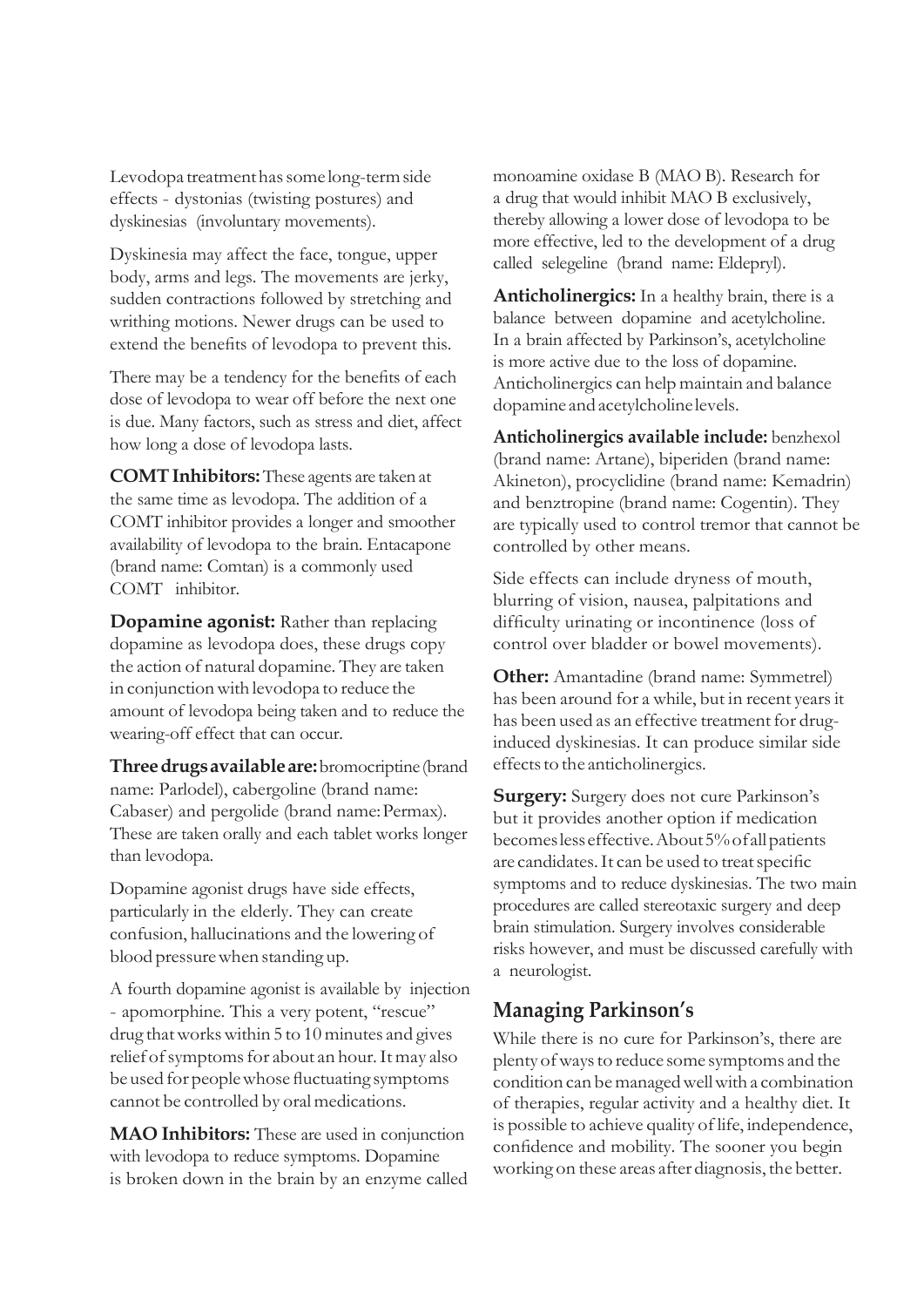Levodopa treatment has some long-term side effects - dystonias (twisting postures) and dyskinesias (involuntary movements).

Dyskinesia may affect the face, tongue, upper body, arms and legs. The movements are jerky, sudden contractions followed by stretching and writhing motions. Newer drugs can be used to extend the benefits of levodopa to prevent this.

There may be a tendency for the benefits of each dose of levodopa to wear off before the next one is due. Many factors, such as stress and diet, affect how long a dose of levodopa lasts.

**COMT Inhibitors:** These agents are taken at the same time as levodopa. The addition of a COMT inhibitor provides a longer and smoother availability of levodopa to the brain. Entacapone (brand name: Comtan) is a commonly used COMT inhibitor.

**Dopamine agonist:** Rather than replacing dopamine as levodopa does, these drugs copy the action of natural dopamine. They are taken in conjunction with levodopa to reduce the amount of levodopa being taken and to reduce the wearing-off effect that can occur.

**Three drugs available are:** bromocriptine (brand name: Parlodel), cabergoline (brand name: Cabaser) and pergolide (brand name: Permax). These are taken orally and each tablet works longer than levodopa.

Dopamine agonist drugs have side effects, particularly in the elderly. They can create confusion, hallucinations and the lowering of blood pressure when standing up.

A fourth dopamine agonist is available by injection - apomorphine. This a very potent, "rescue" drug that works within 5 to 10 minutes and gives relief of symptoms for about an hour. It may also be used for people whose fluctuating symptoms cannot be controlled by oral medications.

**MAO Inhibitors:** These are used in conjunction with levodopa to reduce symptoms. Dopamine is broken down in the brain by an enzyme called monoamine oxidase B (MAO B). Research for a drug that would inhibit MAO B exclusively, thereby allowing a lower dose of levodopa to be more effective, led to the development of a drug called selegeline (brand name: Eldepryl).

**Anticholinergics:** In a healthy brain, there is a balance between dopamine and acetylcholine. In a brain affected by Parkinson's, acetylcholine is more active due to the loss of dopamine. Anticholinergics can help maintain and balance dopamine and acetylcholine levels.

**Anticholinergics available include:** benzhexol (brand name: Artane), biperiden (brand name: Akineton), procyclidine (brand name: Kemadrin) and benztropine (brand name: Cogentin). They are typically used to control tremor that cannot be controlled by other means.

Side effects can include dryness of mouth, blurring of vision, nausea, palpitations and difficulty urinating or incontinence (loss of control over bladder or bowel movements).

**Other:** Amantadine (brand name: Symmetrel) has been around for a while, but in recent years it has been used as an effective treatment for drug-induced dyskinesias. It can produce similar side effects to the anticholinergics.

**Surgery:** Surgery does not cure Parkinson's but it provides another option if medication becomes less effective. About 5% of all patients are candidates. It can be used to treat specific symptoms and to reduce dyskinesias. The two main procedures are called stereotaxic surgery and deep brain stimulation. Surgery involves considerable risks however, and must be discussed carefully with a neurologist.

## Managing Parkinson's

While there is no cure for Parkinson's, there are plenty of ways to reduce some symptoms and the condition can be managed well with a combination of therapies, regular activity and a healthy diet. It is possible to achieve quality of life, independence, confidence and mobility. The sooner you begin working on these areas after diagnosis, the better.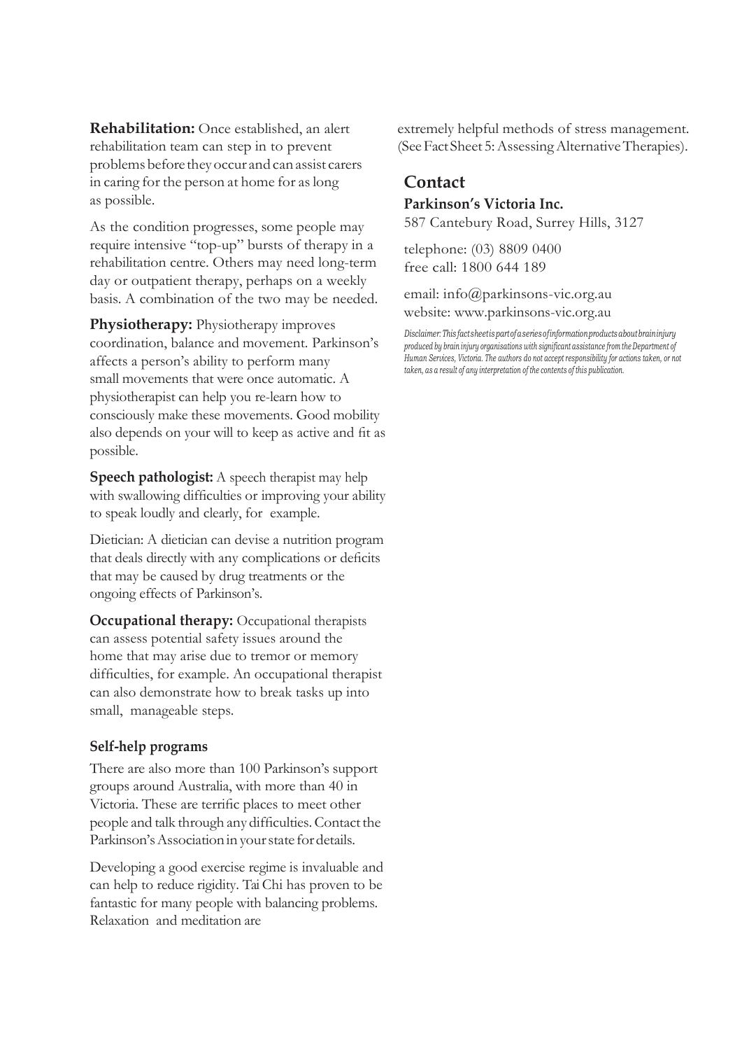**Rehabilitation:** Once established, an alert rehabilitation team can step in to prevent problems before they occur and can assist carers in caring for the person at home for as long as possible.

As the condition progresses, some people may require intensive "top-up" bursts of therapy in a rehabilitation centre. Others may need long-term day or outpatient therapy, perhaps on a weekly basis. A combination of the two may be needed.

**Physiotherapy:** Physiotherapy improves coordination, balance and movement. Parkinson's affects a person's ability to perform many small movements that were once automatic. A physiotherapist can help you re-learn how to consciously make these movements. Good mobility also depends on your will to keep as active and fit as possible.

**Speech pathologist:** A speech therapist may help with swallowing difficulties or improving your ability to speak loudly and clearly, for example.

Dietician: A dietician can devise a nutrition program that deals directly with any complications or deficits that may be caused by drug treatments or the ongoing effects of Parkinson's.

**Occupational therapy:** Occupational therapists can assess potential safety issues around the home that may arise due to tremor or memory difficulties, for example. An occupational therapist can also demonstrate how to break tasks up into small, manageable steps.

### Self-help programs

There are also more than 100 Parkinson's support groups around Australia, with more than 40 in Victoria. These are terrific places to meet other people and talk through any difficulties. Contact the Parkinson's Association in your state for details.

Developing a good exercise regime is invaluable and can help to reduce rigidity. Tai Chi has proven to be fantastic for many people with balancing problems. Relaxation and meditation are extremely helpful methods of stress management. (See Fact Sheet 5: Assessing Alternative Therapies).

## Contact

**Parkinson's Victoria Inc.**

587 Cantebury Road, Surrey Hills, 3127

telephone: (03) 8809 0400
free call: 1800 644 189

email: info@parkinsons-vic.org.au
website: www.parkinsons-vic.org.au

*Disclaimer: This fact sheet is part of a series of information products about brain injury produced by brain injury organisations with significant assistance from the Department of Human Services, Victoria. The authors do not accept responsibility for actions taken, or not taken, as a result of any interpretation of the contents of this publication.*